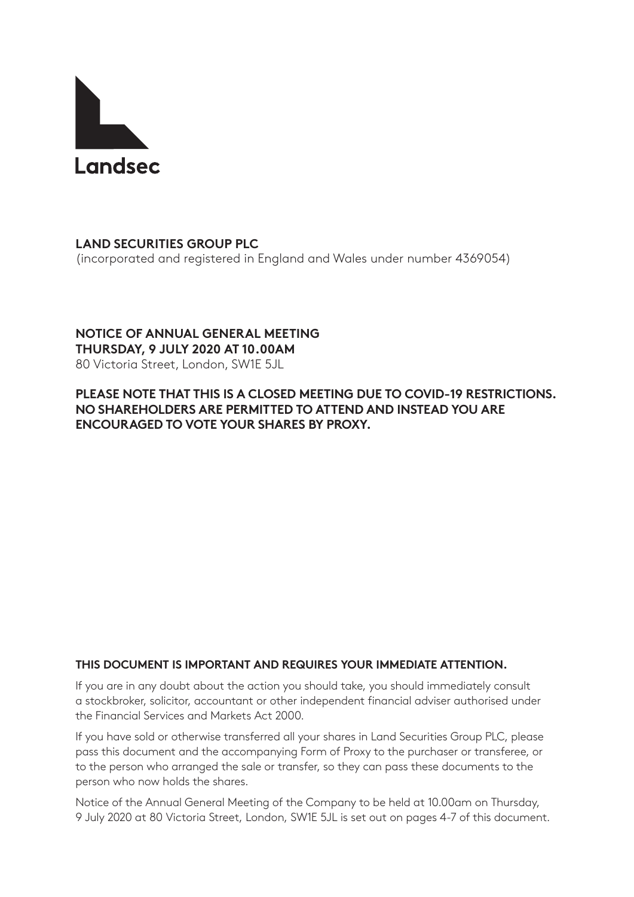Landsec

**LAND SECURITIES GROUP PLC**
(incorporated and registered in England and Wales under number 4369054)

**NOTICE OF ANNUAL GENERAL MEETING**
**THURSDAY, 9 JULY 2020 AT 10.00AM**
80 Victoria Street, London, SW1E 5JL

**PLEASE NOTE THAT THIS IS A CLOSED MEETING DUE TO COVID-19 RESTRICTIONS. NO SHAREHOLDERS ARE PERMITTED TO ATTEND AND INSTEAD YOU ARE ENCOURAGED TO VOTE YOUR SHARES BY PROXY.**

**THIS DOCUMENT IS IMPORTANT AND REQUIRES YOUR IMMEDIATE ATTENTION.**

If you are in any doubt about the action you should take, you should immediately consult a stockbroker, solicitor, accountant or other independent financial adviser authorised under the Financial Services and Markets Act 2000.

If you have sold or otherwise transferred all your shares in Land Securities Group PLC, please pass this document and the accompanying Form of Proxy to the purchaser or transferee, or to the person who arranged the sale or transfer, so they can pass these documents to the person who now holds the shares.

Notice of the Annual General Meeting of the Company to be held at 10.00am on Thursday, 9 July 2020 at 80 Victoria Street, London, SW1E 5JL is set out on pages 4-7 of this document.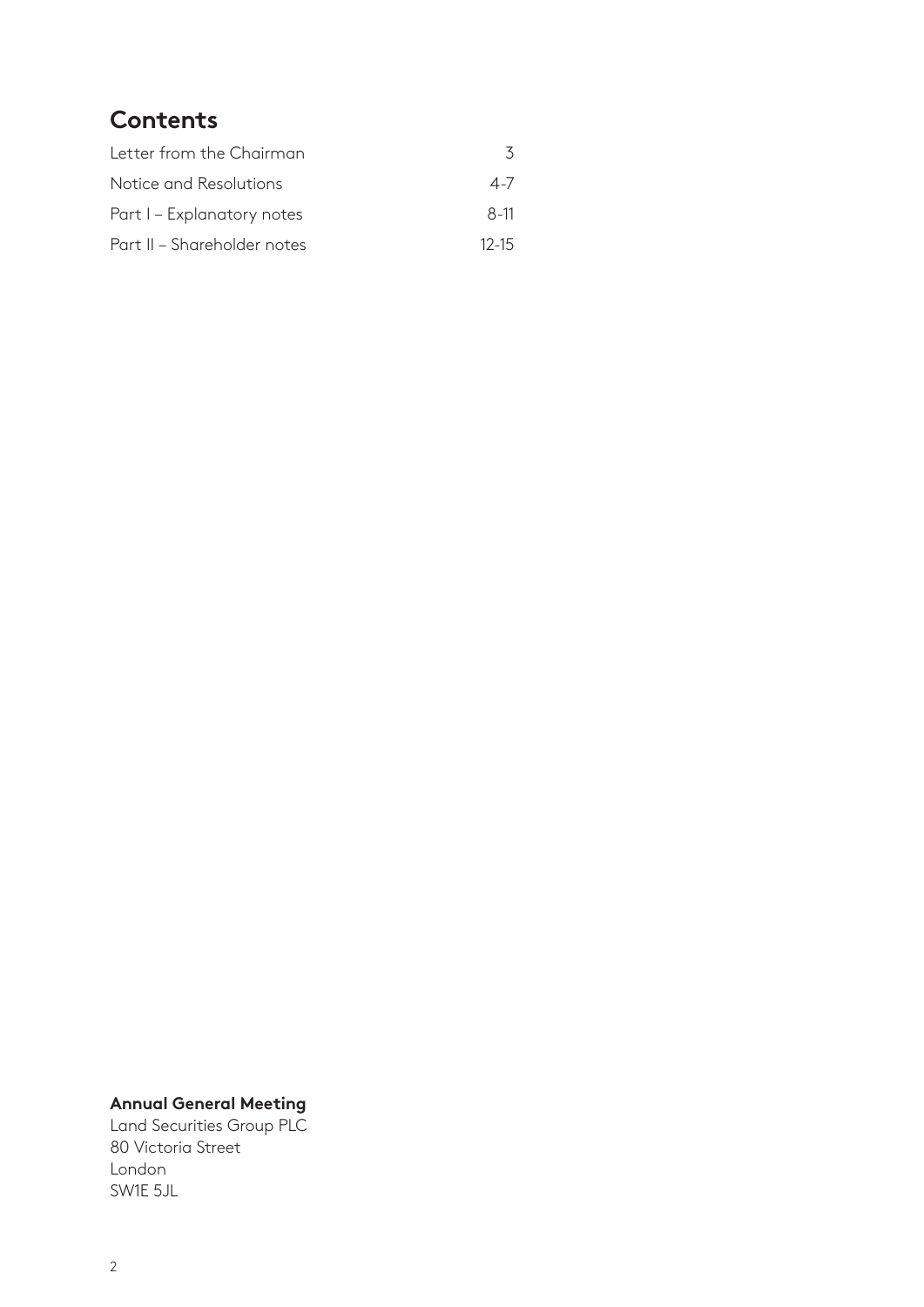## Contents

| | |
|---|---|
| Letter from the Chairman | 3 |
| Notice and Resolutions | 4-7 |
| Part I – Explanatory notes | 8-11 |
| Part II – Shareholder notes | 12-15 |

**Annual General Meeting**
Land Securities Group PLC
80 Victoria Street
London
SW1E 5JL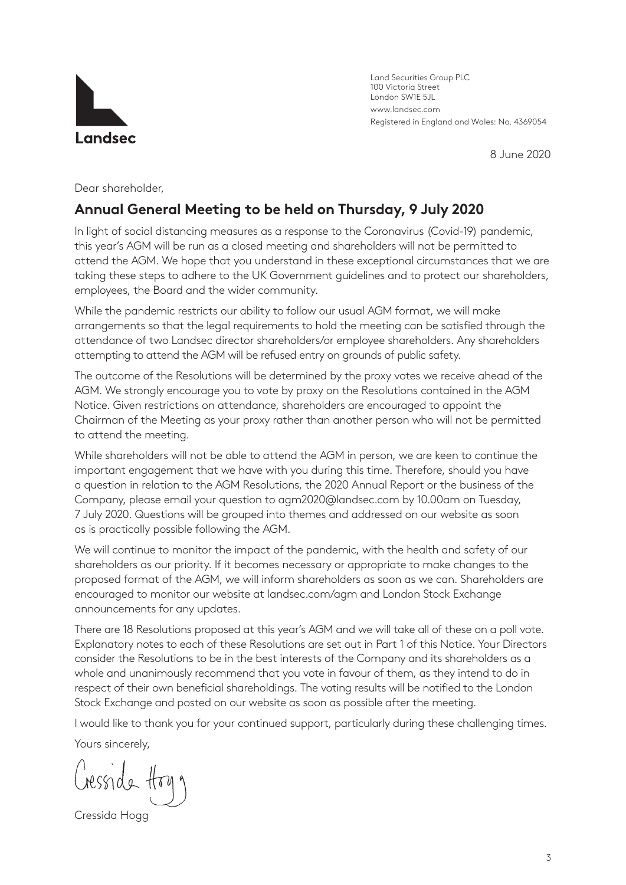Landsec

Land Securities Group PLC
100 Victoria Street
London SW1E 5JL
www.landsec.com
Registered in England and Wales: No. 4369054

8 June 2020

Dear shareholder,

## Annual General Meeting to be held on Thursday, 9 July 2020

In light of social distancing measures as a response to the Coronavirus (Covid-19) pandemic, this year's AGM will be run as a closed meeting and shareholders will not be permitted to attend the AGM. We hope that you understand in these exceptional circumstances that we are taking these steps to adhere to the UK Government guidelines and to protect our shareholders, employees, the Board and the wider community.

While the pandemic restricts our ability to follow our usual AGM format, we will make arrangements so that the legal requirements to hold the meeting can be satisfied through the attendance of two Landsec director shareholders/or employee shareholders. Any shareholders attempting to attend the AGM will be refused entry on grounds of public safety.

The outcome of the Resolutions will be determined by the proxy votes we receive ahead of the AGM. We strongly encourage you to vote by proxy on the Resolutions contained in the AGM Notice. Given restrictions on attendance, shareholders are encouraged to appoint the Chairman of the Meeting as your proxy rather than another person who will not be permitted to attend the meeting.

While shareholders will not be able to attend the AGM in person, we are keen to continue the important engagement that we have with you during this time. Therefore, should you have a question in relation to the AGM Resolutions, the 2020 Annual Report or the business of the Company, please email your question to agm2020@landsec.com by 10.00am on Tuesday, 7 July 2020. Questions will be grouped into themes and addressed on our website as soon as is practically possible following the AGM.

We will continue to monitor the impact of the pandemic, with the health and safety of our shareholders as our priority. If it becomes necessary or appropriate to make changes to the proposed format of the AGM, we will inform shareholders as soon as we can. Shareholders are encouraged to monitor our website at landsec.com/agm and London Stock Exchange announcements for any updates.

There are 18 Resolutions proposed at this year's AGM and we will take all of these on a poll vote. Explanatory notes to each of these Resolutions are set out in Part 1 of this Notice. Your Directors consider the Resolutions to be in the best interests of the Company and its shareholders as a whole and unanimously recommend that you vote in favour of them, as they intend to do in respect of their own beneficial shareholdings. The voting results will be notified to the London Stock Exchange and posted on our website as soon as possible after the meeting.

I would like to thank you for your continued support, particularly during these challenging times.

Yours sincerely,

Cressida Hogg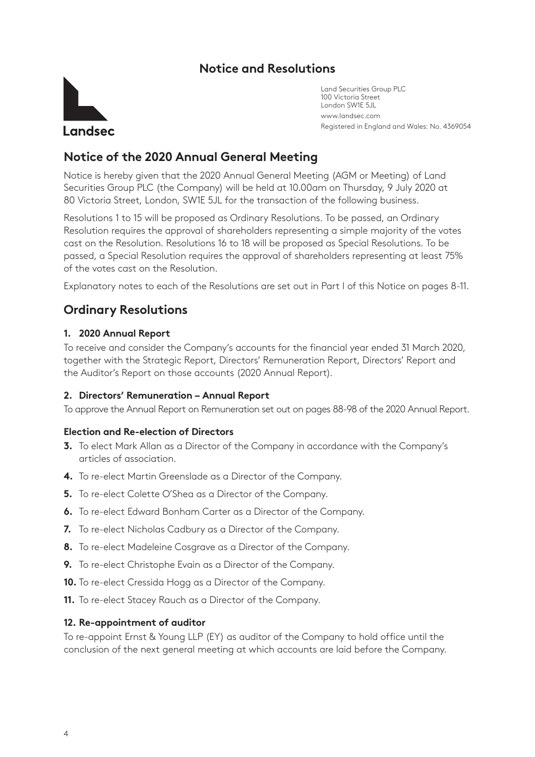## Notice and Resolutions

Landsec

Land Securities Group PLC
100 Victoria Street
London SW1E 5JL
www.landsec.com
Registered in England and Wales: No. 4369054

# Notice of the 2020 Annual General Meeting

Notice is hereby given that the 2020 Annual General Meeting (AGM or Meeting) of Land Securities Group PLC (the Company) will be held at 10.00am on Thursday, 9 July 2020 at 80 Victoria Street, London, SW1E 5JL for the transaction of the following business.

Resolutions 1 to 15 will be proposed as Ordinary Resolutions. To be passed, an Ordinary Resolution requires the approval of shareholders representing a simple majority of the votes cast on the Resolution. Resolutions 16 to 18 will be proposed as Special Resolutions. To be passed, a Special Resolution requires the approval of shareholders representing at least 75% of the votes cast on the Resolution.

Explanatory notes to each of the Resolutions are set out in Part I of this Notice on pages 8-11.

# Ordinary Resolutions

### 1. 2020 Annual Report

To receive and consider the Company's accounts for the financial year ended 31 March 2020, together with the Strategic Report, Directors' Remuneration Report, Directors' Report and the Auditor's Report on those accounts (2020 Annual Report).

### 2. Directors' Remuneration – Annual Report

To approve the Annual Report on Remuneration set out on pages 88-98 of the 2020 Annual Report.

### Election and Re-election of Directors

**3.** To elect Mark Allan as a Director of the Company in accordance with the Company's articles of association.

**4.** To re-elect Martin Greenslade as a Director of the Company.

**5.** To re-elect Colette O'Shea as a Director of the Company.

**6.** To re-elect Edward Bonham Carter as a Director of the Company.

**7.** To re-elect Nicholas Cadbury as a Director of the Company.

**8.** To re-elect Madeleine Cosgrave as a Director of the Company.

**9.** To re-elect Christophe Evain as a Director of the Company.

**10.** To re-elect Cressida Hogg as a Director of the Company.

**11.** To re-elect Stacey Rauch as a Director of the Company.

### 12. Re-appointment of auditor

To re-appoint Ernst & Young LLP (EY) as auditor of the Company to hold office until the conclusion of the next general meeting at which accounts are laid before the Company.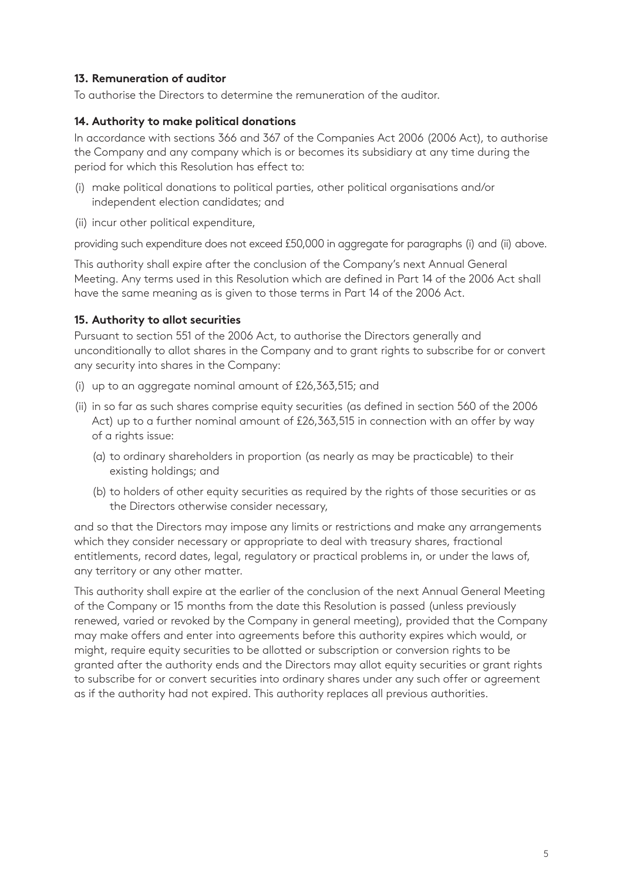### 13. Remuneration of auditor

To authorise the Directors to determine the remuneration of the auditor.

### 14. Authority to make political donations

In accordance with sections 366 and 367 of the Companies Act 2006 (2006 Act), to authorise the Company and any company which is or becomes its subsidiary at any time during the period for which this Resolution has effect to:

(i) make political donations to political parties, other political organisations and/or independent election candidates; and

(ii) incur other political expenditure,

providing such expenditure does not exceed £50,000 in aggregate for paragraphs (i) and (ii) above.

This authority shall expire after the conclusion of the Company's next Annual General Meeting. Any terms used in this Resolution which are defined in Part 14 of the 2006 Act shall have the same meaning as is given to those terms in Part 14 of the 2006 Act.

### 15. Authority to allot securities

Pursuant to section 551 of the 2006 Act, to authorise the Directors generally and unconditionally to allot shares in the Company and to grant rights to subscribe for or convert any security into shares in the Company:

(i) up to an aggregate nominal amount of £26,363,515; and

(ii) in so far as such shares comprise equity securities (as defined in section 560 of the 2006 Act) up to a further nominal amount of £26,363,515 in connection with an offer by way of a rights issue:

  (a) to ordinary shareholders in proportion (as nearly as may be practicable) to their existing holdings; and

  (b) to holders of other equity securities as required by the rights of those securities or as the Directors otherwise consider necessary,

and so that the Directors may impose any limits or restrictions and make any arrangements which they consider necessary or appropriate to deal with treasury shares, fractional entitlements, record dates, legal, regulatory or practical problems in, or under the laws of, any territory or any other matter.

This authority shall expire at the earlier of the conclusion of the next Annual General Meeting of the Company or 15 months from the date this Resolution is passed (unless previously renewed, varied or revoked by the Company in general meeting), provided that the Company may make offers and enter into agreements before this authority expires which would, or might, require equity securities to be allotted or subscription or conversion rights to be granted after the authority ends and the Directors may allot equity securities or grant rights to subscribe for or convert securities into ordinary shares under any such offer or agreement as if the authority had not expired. This authority replaces all previous authorities.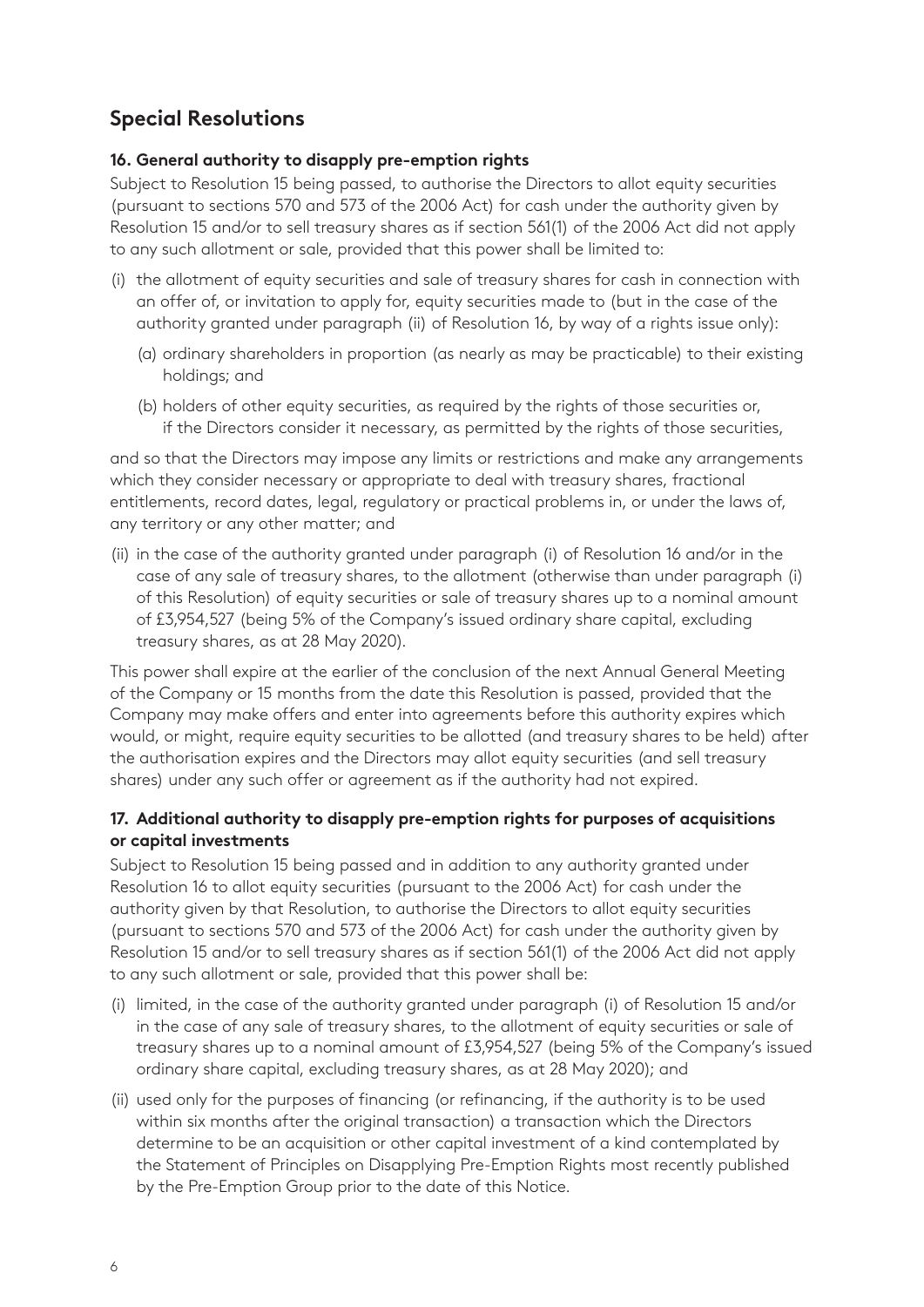## Special Resolutions

### 16. General authority to disapply pre-emption rights

Subject to Resolution 15 being passed, to authorise the Directors to allot equity securities (pursuant to sections 570 and 573 of the 2006 Act) for cash under the authority given by Resolution 15 and/or to sell treasury shares as if section 561(1) of the 2006 Act did not apply to any such allotment or sale, provided that this power shall be limited to:

(i) the allotment of equity securities and sale of treasury shares for cash in connection with an offer of, or invitation to apply for, equity securities made to (but in the case of the authority granted under paragraph (ii) of Resolution 16, by way of a rights issue only):

  (a) ordinary shareholders in proportion (as nearly as may be practicable) to their existing holdings; and

  (b) holders of other equity securities, as required by the rights of those securities or, if the Directors consider it necessary, as permitted by the rights of those securities,

and so that the Directors may impose any limits or restrictions and make any arrangements which they consider necessary or appropriate to deal with treasury shares, fractional entitlements, record dates, legal, regulatory or practical problems in, or under the laws of, any territory or any other matter; and

(ii) in the case of the authority granted under paragraph (i) of Resolution 16 and/or in the case of any sale of treasury shares, to the allotment (otherwise than under paragraph (i) of this Resolution) of equity securities or sale of treasury shares up to a nominal amount of £3,954,527 (being 5% of the Company's issued ordinary share capital, excluding treasury shares, as at 28 May 2020).

This power shall expire at the earlier of the conclusion of the next Annual General Meeting of the Company or 15 months from the date this Resolution is passed, provided that the Company may make offers and enter into agreements before this authority expires which would, or might, require equity securities to be allotted (and treasury shares to be held) after the authorisation expires and the Directors may allot equity securities (and sell treasury shares) under any such offer or agreement as if the authority had not expired.

### 17. Additional authority to disapply pre-emption rights for purposes of acquisitions or capital investments

Subject to Resolution 15 being passed and in addition to any authority granted under Resolution 16 to allot equity securities (pursuant to the 2006 Act) for cash under the authority given by that Resolution, to authorise the Directors to allot equity securities (pursuant to sections 570 and 573 of the 2006 Act) for cash under the authority given by Resolution 15 and/or to sell treasury shares as if section 561(1) of the 2006 Act did not apply to any such allotment or sale, provided that this power shall be:

(i) limited, in the case of the authority granted under paragraph (i) of Resolution 15 and/or in the case of any sale of treasury shares, to the allotment of equity securities or sale of treasury shares up to a nominal amount of £3,954,527 (being 5% of the Company's issued ordinary share capital, excluding treasury shares, as at 28 May 2020); and

(ii) used only for the purposes of financing (or refinancing, if the authority is to be used within six months after the original transaction) a transaction which the Directors determine to be an acquisition or other capital investment of a kind contemplated by the Statement of Principles on Disapplying Pre-Emption Rights most recently published by the Pre-Emption Group prior to the date of this Notice.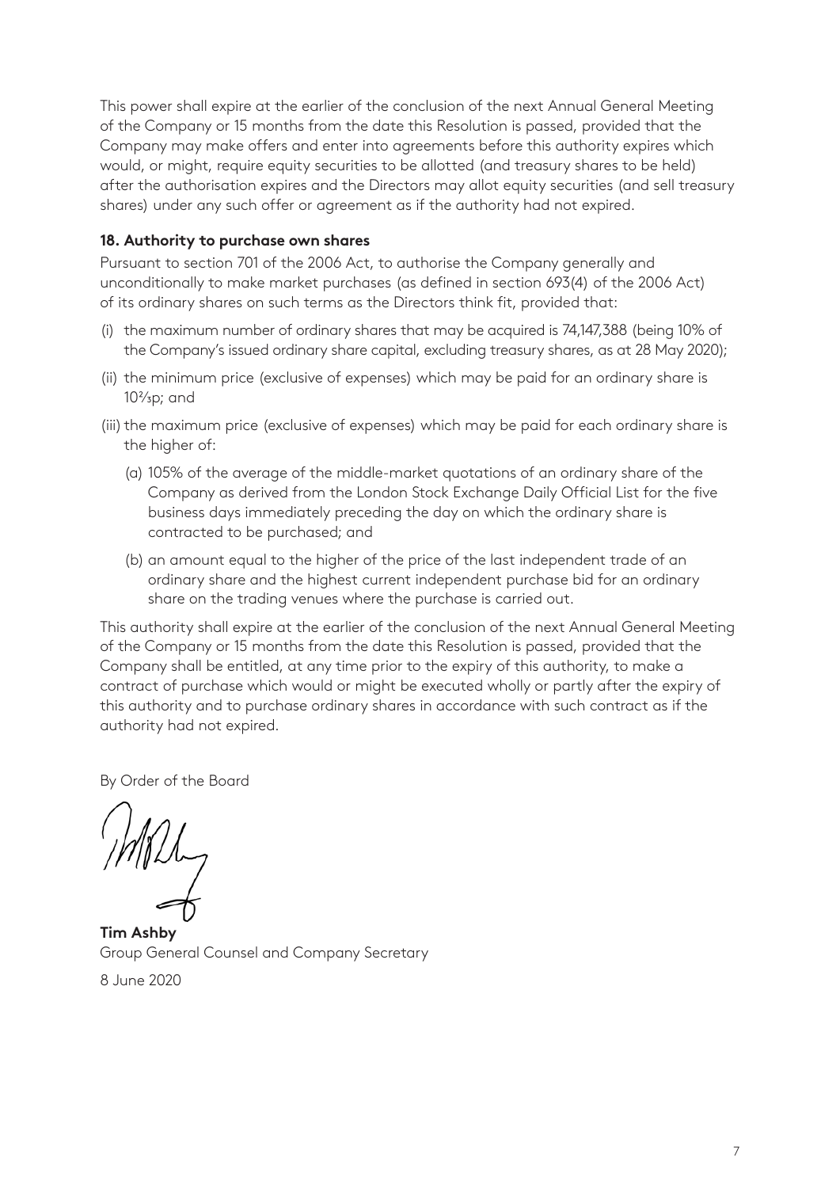This power shall expire at the earlier of the conclusion of the next Annual General Meeting of the Company or 15 months from the date this Resolution is passed, provided that the Company may make offers and enter into agreements before this authority expires which would, or might, require equity securities to be allotted (and treasury shares to be held) after the authorisation expires and the Directors may allot equity securities (and sell treasury shares) under any such offer or agreement as if the authority had not expired.

**18. Authority to purchase own shares**

Pursuant to section 701 of the 2006 Act, to authorise the Company generally and unconditionally to make market purchases (as defined in section 693(4) of the 2006 Act) of its ordinary shares on such terms as the Directors think fit, provided that:

(i) the maximum number of ordinary shares that may be acquired is 74,147,388 (being 10% of the Company's issued ordinary share capital, excluding treasury shares, as at 28 May 2020);

(ii) the minimum price (exclusive of expenses) which may be paid for an ordinary share is 10⅔p; and

(iii) the maximum price (exclusive of expenses) which may be paid for each ordinary share is the higher of:

(a) 105% of the average of the middle-market quotations of an ordinary share of the Company as derived from the London Stock Exchange Daily Official List for the five business days immediately preceding the day on which the ordinary share is contracted to be purchased; and

(b) an amount equal to the higher of the price of the last independent trade of an ordinary share and the highest current independent purchase bid for an ordinary share on the trading venues where the purchase is carried out.

This authority shall expire at the earlier of the conclusion of the next Annual General Meeting of the Company or 15 months from the date this Resolution is passed, provided that the Company shall be entitled, at any time prior to the expiry of this authority, to make a contract of purchase which would or might be executed wholly or partly after the expiry of this authority and to purchase ordinary shares in accordance with such contract as if the authority had not expired.

By Order of the Board

**Tim Ashby**
Group General Counsel and Company Secretary

8 June 2020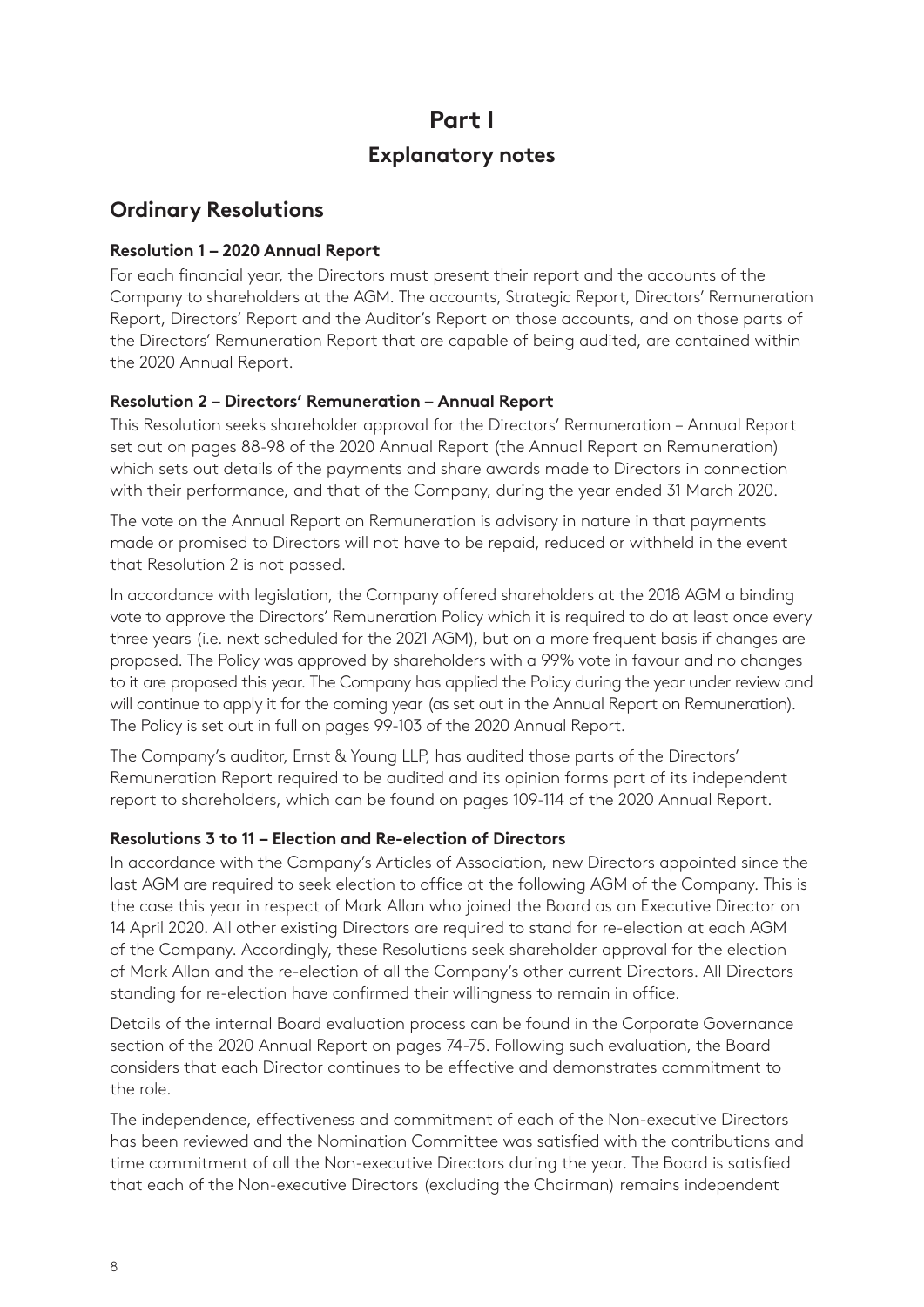# Part I

## Explanatory notes

## Ordinary Resolutions

### Resolution 1 – 2020 Annual Report

For each financial year, the Directors must present their report and the accounts of the Company to shareholders at the AGM. The accounts, Strategic Report, Directors' Remuneration Report, Directors' Report and the Auditor's Report on those accounts, and on those parts of the Directors' Remuneration Report that are capable of being audited, are contained within the 2020 Annual Report.

### Resolution 2 – Directors' Remuneration – Annual Report

This Resolution seeks shareholder approval for the Directors' Remuneration – Annual Report set out on pages 88-98 of the 2020 Annual Report (the Annual Report on Remuneration) which sets out details of the payments and share awards made to Directors in connection with their performance, and that of the Company, during the year ended 31 March 2020.

The vote on the Annual Report on Remuneration is advisory in nature in that payments made or promised to Directors will not have to be repaid, reduced or withheld in the event that Resolution 2 is not passed.

In accordance with legislation, the Company offered shareholders at the 2018 AGM a binding vote to approve the Directors' Remuneration Policy which it is required to do at least once every three years (i.e. next scheduled for the 2021 AGM), but on a more frequent basis if changes are proposed. The Policy was approved by shareholders with a 99% vote in favour and no changes to it are proposed this year. The Company has applied the Policy during the year under review and will continue to apply it for the coming year (as set out in the Annual Report on Remuneration). The Policy is set out in full on pages 99-103 of the 2020 Annual Report.

The Company's auditor, Ernst & Young LLP, has audited those parts of the Directors' Remuneration Report required to be audited and its opinion forms part of its independent report to shareholders, which can be found on pages 109-114 of the 2020 Annual Report.

### Resolutions 3 to 11 – Election and Re-election of Directors

In accordance with the Company's Articles of Association, new Directors appointed since the last AGM are required to seek election to office at the following AGM of the Company. This is the case this year in respect of Mark Allan who joined the Board as an Executive Director on 14 April 2020. All other existing Directors are required to stand for re-election at each AGM of the Company. Accordingly, these Resolutions seek shareholder approval for the election of Mark Allan and the re-election of all the Company's other current Directors. All Directors standing for re-election have confirmed their willingness to remain in office.

Details of the internal Board evaluation process can be found in the Corporate Governance section of the 2020 Annual Report on pages 74-75. Following such evaluation, the Board considers that each Director continues to be effective and demonstrates commitment to the role.

The independence, effectiveness and commitment of each of the Non-executive Directors has been reviewed and the Nomination Committee was satisfied with the contributions and time commitment of all the Non-executive Directors during the year. The Board is satisfied that each of the Non-executive Directors (excluding the Chairman) remains independent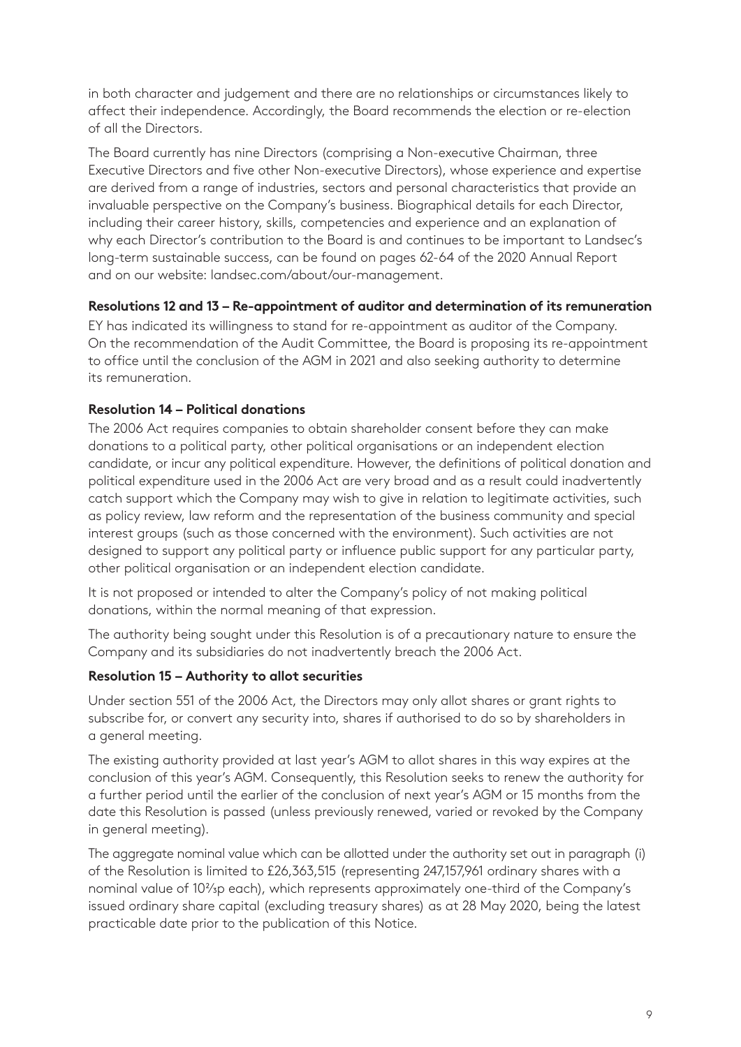in both character and judgement and there are no relationships or circumstances likely to affect their independence. Accordingly, the Board recommends the election or re-election of all the Directors.

The Board currently has nine Directors (comprising a Non-executive Chairman, three Executive Directors and five other Non-executive Directors), whose experience and expertise are derived from a range of industries, sectors and personal characteristics that provide an invaluable perspective on the Company's business. Biographical details for each Director, including their career history, skills, competencies and experience and an explanation of why each Director's contribution to the Board is and continues to be important to Landsec's long-term sustainable success, can be found on pages 62-64 of the 2020 Annual Report and on our website: landsec.com/about/our-management.

**Resolutions 12 and 13 – Re-appointment of auditor and determination of its remuneration**

EY has indicated its willingness to stand for re-appointment as auditor of the Company. On the recommendation of the Audit Committee, the Board is proposing its re-appointment to office until the conclusion of the AGM in 2021 and also seeking authority to determine its remuneration.

**Resolution 14 – Political donations**

The 2006 Act requires companies to obtain shareholder consent before they can make donations to a political party, other political organisations or an independent election candidate, or incur any political expenditure. However, the definitions of political donation and political expenditure used in the 2006 Act are very broad and as a result could inadvertently catch support which the Company may wish to give in relation to legitimate activities, such as policy review, law reform and the representation of the business community and special interest groups (such as those concerned with the environment). Such activities are not designed to support any political party or influence public support for any particular party, other political organisation or an independent election candidate.

It is not proposed or intended to alter the Company's policy of not making political donations, within the normal meaning of that expression.

The authority being sought under this Resolution is of a precautionary nature to ensure the Company and its subsidiaries do not inadvertently breach the 2006 Act.

**Resolution 15 – Authority to allot securities**

Under section 551 of the 2006 Act, the Directors may only allot shares or grant rights to subscribe for, or convert any security into, shares if authorised to do so by shareholders in a general meeting.

The existing authority provided at last year's AGM to allot shares in this way expires at the conclusion of this year's AGM. Consequently, this Resolution seeks to renew the authority for a further period until the earlier of the conclusion of next year's AGM or 15 months from the date this Resolution is passed (unless previously renewed, varied or revoked by the Company in general meeting).

The aggregate nominal value which can be allotted under the authority set out in paragraph (i) of the Resolution is limited to £26,363,515 (representing 247,157,961 ordinary shares with a nominal value of 10⅔p each), which represents approximately one-third of the Company's issued ordinary share capital (excluding treasury shares) as at 28 May 2020, being the latest practicable date prior to the publication of this Notice.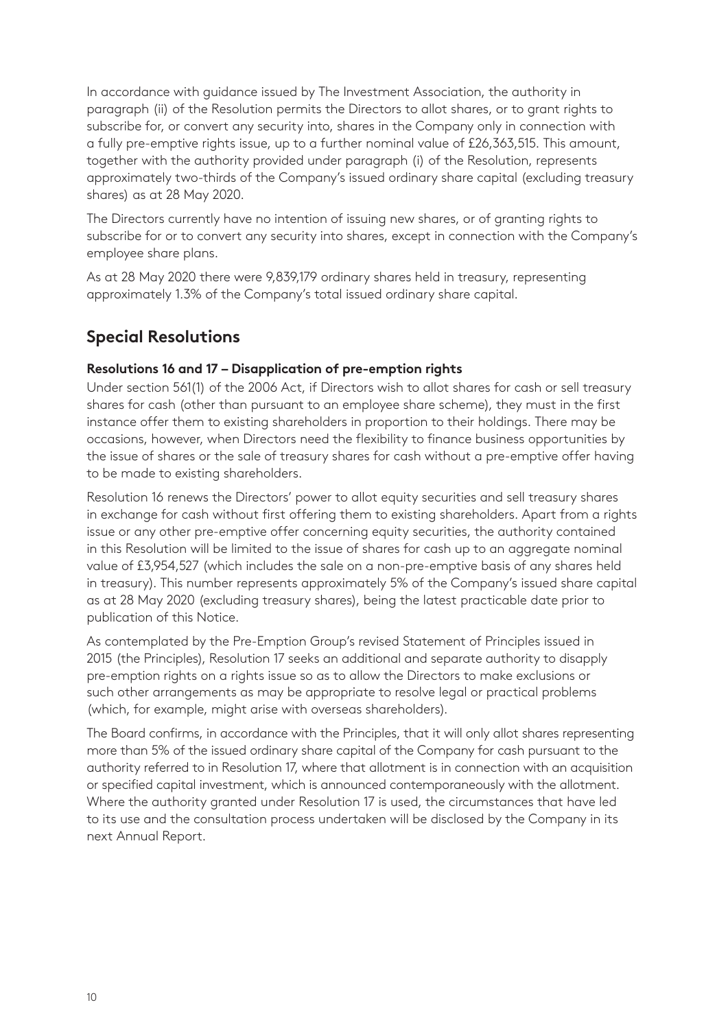In accordance with guidance issued by The Investment Association, the authority in paragraph (ii) of the Resolution permits the Directors to allot shares, or to grant rights to subscribe for, or convert any security into, shares in the Company only in connection with a fully pre-emptive rights issue, up to a further nominal value of £26,363,515. This amount, together with the authority provided under paragraph (i) of the Resolution, represents approximately two-thirds of the Company's issued ordinary share capital (excluding treasury shares) as at 28 May 2020.

The Directors currently have no intention of issuing new shares, or of granting rights to subscribe for or to convert any security into shares, except in connection with the Company's employee share plans.

As at 28 May 2020 there were 9,839,179 ordinary shares held in treasury, representing approximately 1.3% of the Company's total issued ordinary share capital.

## Special Resolutions

**Resolutions 16 and 17 – Disapplication of pre-emption rights**

Under section 561(1) of the 2006 Act, if Directors wish to allot shares for cash or sell treasury shares for cash (other than pursuant to an employee share scheme), they must in the first instance offer them to existing shareholders in proportion to their holdings. There may be occasions, however, when Directors need the flexibility to finance business opportunities by the issue of shares or the sale of treasury shares for cash without a pre-emptive offer having to be made to existing shareholders.

Resolution 16 renews the Directors' power to allot equity securities and sell treasury shares in exchange for cash without first offering them to existing shareholders. Apart from a rights issue or any other pre-emptive offer concerning equity securities, the authority contained in this Resolution will be limited to the issue of shares for cash up to an aggregate nominal value of £3,954,527 (which includes the sale on a non-pre-emptive basis of any shares held in treasury). This number represents approximately 5% of the Company's issued share capital as at 28 May 2020 (excluding treasury shares), being the latest practicable date prior to publication of this Notice.

As contemplated by the Pre-Emption Group's revised Statement of Principles issued in 2015 (the Principles), Resolution 17 seeks an additional and separate authority to disapply pre-emption rights on a rights issue so as to allow the Directors to make exclusions or such other arrangements as may be appropriate to resolve legal or practical problems (which, for example, might arise with overseas shareholders).

The Board confirms, in accordance with the Principles, that it will only allot shares representing more than 5% of the issued ordinary share capital of the Company for cash pursuant to the authority referred to in Resolution 17, where that allotment is in connection with an acquisition or specified capital investment, which is announced contemporaneously with the allotment. Where the authority granted under Resolution 17 is used, the circumstances that have led to its use and the consultation process undertaken will be disclosed by the Company in its next Annual Report.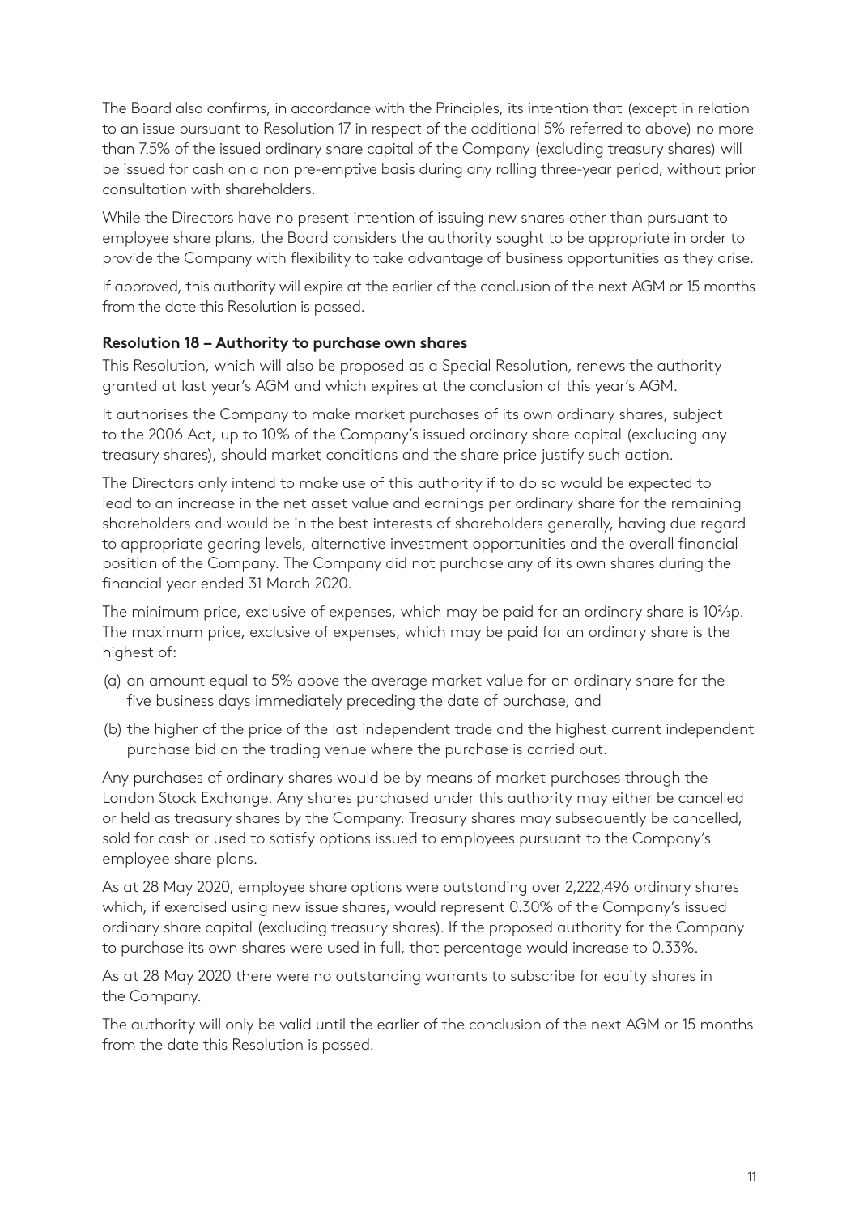The Board also confirms, in accordance with the Principles, its intention that (except in relation to an issue pursuant to Resolution 17 in respect of the additional 5% referred to above) no more than 7.5% of the issued ordinary share capital of the Company (excluding treasury shares) will be issued for cash on a non pre-emptive basis during any rolling three-year period, without prior consultation with shareholders.

While the Directors have no present intention of issuing new shares other than pursuant to employee share plans, the Board considers the authority sought to be appropriate in order to provide the Company with flexibility to take advantage of business opportunities as they arise.

If approved, this authority will expire at the earlier of the conclusion of the next AGM or 15 months from the date this Resolution is passed.

**Resolution 18 – Authority to purchase own shares**

This Resolution, which will also be proposed as a Special Resolution, renews the authority granted at last year's AGM and which expires at the conclusion of this year's AGM.

It authorises the Company to make market purchases of its own ordinary shares, subject to the 2006 Act, up to 10% of the Company's issued ordinary share capital (excluding any treasury shares), should market conditions and the share price justify such action.

The Directors only intend to make use of this authority if to do so would be expected to lead to an increase in the net asset value and earnings per ordinary share for the remaining shareholders and would be in the best interests of shareholders generally, having due regard to appropriate gearing levels, alternative investment opportunities and the overall financial position of the Company. The Company did not purchase any of its own shares during the financial year ended 31 March 2020.

The minimum price, exclusive of expenses, which may be paid for an ordinary share is 10⅔p. The maximum price, exclusive of expenses, which may be paid for an ordinary share is the highest of:

(a) an amount equal to 5% above the average market value for an ordinary share for the five business days immediately preceding the date of purchase, and

(b) the higher of the price of the last independent trade and the highest current independent purchase bid on the trading venue where the purchase is carried out.

Any purchases of ordinary shares would be by means of market purchases through the London Stock Exchange. Any shares purchased under this authority may either be cancelled or held as treasury shares by the Company. Treasury shares may subsequently be cancelled, sold for cash or used to satisfy options issued to employees pursuant to the Company's employee share plans.

As at 28 May 2020, employee share options were outstanding over 2,222,496 ordinary shares which, if exercised using new issue shares, would represent 0.30% of the Company's issued ordinary share capital (excluding treasury shares). If the proposed authority for the Company to purchase its own shares were used in full, that percentage would increase to 0.33%.

As at 28 May 2020 there were no outstanding warrants to subscribe for equity shares in the Company.

The authority will only be valid until the earlier of the conclusion of the next AGM or 15 months from the date this Resolution is passed.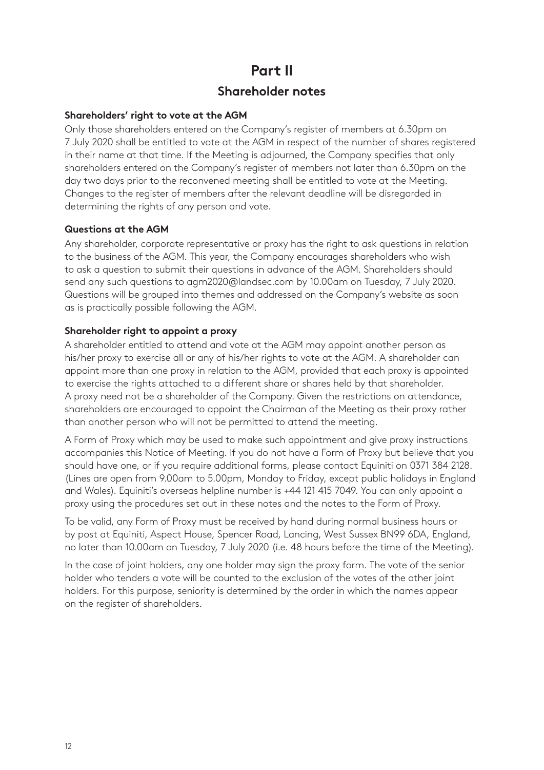# Part II

## Shareholder notes

### Shareholders' right to vote at the AGM

Only those shareholders entered on the Company's register of members at 6.30pm on 7 July 2020 shall be entitled to vote at the AGM in respect of the number of shares registered in their name at that time. If the Meeting is adjourned, the Company specifies that only shareholders entered on the Company's register of members not later than 6.30pm on the day two days prior to the reconvened meeting shall be entitled to vote at the Meeting. Changes to the register of members after the relevant deadline will be disregarded in determining the rights of any person and vote.

### Questions at the AGM

Any shareholder, corporate representative or proxy has the right to ask questions in relation to the business of the AGM. This year, the Company encourages shareholders who wish to ask a question to submit their questions in advance of the AGM. Shareholders should send any such questions to agm2020@landsec.com by 10.00am on Tuesday, 7 July 2020. Questions will be grouped into themes and addressed on the Company's website as soon as is practically possible following the AGM.

### Shareholder right to appoint a proxy

A shareholder entitled to attend and vote at the AGM may appoint another person as his/her proxy to exercise all or any of his/her rights to vote at the AGM. A shareholder can appoint more than one proxy in relation to the AGM, provided that each proxy is appointed to exercise the rights attached to a different share or shares held by that shareholder. A proxy need not be a shareholder of the Company. Given the restrictions on attendance, shareholders are encouraged to appoint the Chairman of the Meeting as their proxy rather than another person who will not be permitted to attend the meeting.

A Form of Proxy which may be used to make such appointment and give proxy instructions accompanies this Notice of Meeting. If you do not have a Form of Proxy but believe that you should have one, or if you require additional forms, please contact Equiniti on 0371 384 2128. (Lines are open from 9.00am to 5.00pm, Monday to Friday, except public holidays in England and Wales). Equiniti's overseas helpline number is +44 121 415 7049. You can only appoint a proxy using the procedures set out in these notes and the notes to the Form of Proxy.

To be valid, any Form of Proxy must be received by hand during normal business hours or by post at Equiniti, Aspect House, Spencer Road, Lancing, West Sussex BN99 6DA, England, no later than 10.00am on Tuesday, 7 July 2020 (i.e. 48 hours before the time of the Meeting).

In the case of joint holders, any one holder may sign the proxy form. The vote of the senior holder who tenders a vote will be counted to the exclusion of the votes of the other joint holders. For this purpose, seniority is determined by the order in which the names appear on the register of shareholders.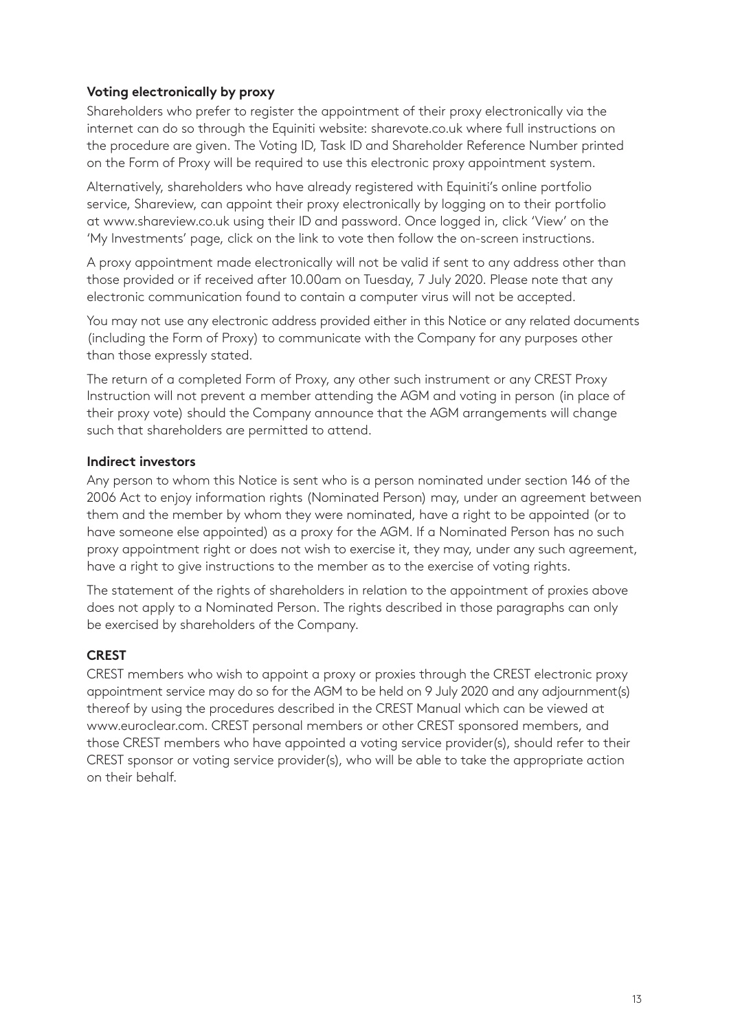**Voting electronically by proxy**

Shareholders who prefer to register the appointment of their proxy electronically via the internet can do so through the Equiniti website: sharevote.co.uk where full instructions on the procedure are given. The Voting ID, Task ID and Shareholder Reference Number printed on the Form of Proxy will be required to use this electronic proxy appointment system.

Alternatively, shareholders who have already registered with Equiniti's online portfolio service, Shareview, can appoint their proxy electronically by logging on to their portfolio at www.shareview.co.uk using their ID and password. Once logged in, click 'View' on the 'My Investments' page, click on the link to vote then follow the on-screen instructions.

A proxy appointment made electronically will not be valid if sent to any address other than those provided or if received after 10.00am on Tuesday, 7 July 2020. Please note that any electronic communication found to contain a computer virus will not be accepted.

You may not use any electronic address provided either in this Notice or any related documents (including the Form of Proxy) to communicate with the Company for any purposes other than those expressly stated.

The return of a completed Form of Proxy, any other such instrument or any CREST Proxy Instruction will not prevent a member attending the AGM and voting in person (in place of their proxy vote) should the Company announce that the AGM arrangements will change such that shareholders are permitted to attend.

**Indirect investors**

Any person to whom this Notice is sent who is a person nominated under section 146 of the 2006 Act to enjoy information rights (Nominated Person) may, under an agreement between them and the member by whom they were nominated, have a right to be appointed (or to have someone else appointed) as a proxy for the AGM. If a Nominated Person has no such proxy appointment right or does not wish to exercise it, they may, under any such agreement, have a right to give instructions to the member as to the exercise of voting rights.

The statement of the rights of shareholders in relation to the appointment of proxies above does not apply to a Nominated Person. The rights described in those paragraphs can only be exercised by shareholders of the Company.

**CREST**

CREST members who wish to appoint a proxy or proxies through the CREST electronic proxy appointment service may do so for the AGM to be held on 9 July 2020 and any adjournment(s) thereof by using the procedures described in the CREST Manual which can be viewed at www.euroclear.com. CREST personal members or other CREST sponsored members, and those CREST members who have appointed a voting service provider(s), should refer to their CREST sponsor or voting service provider(s), who will be able to take the appropriate action on their behalf.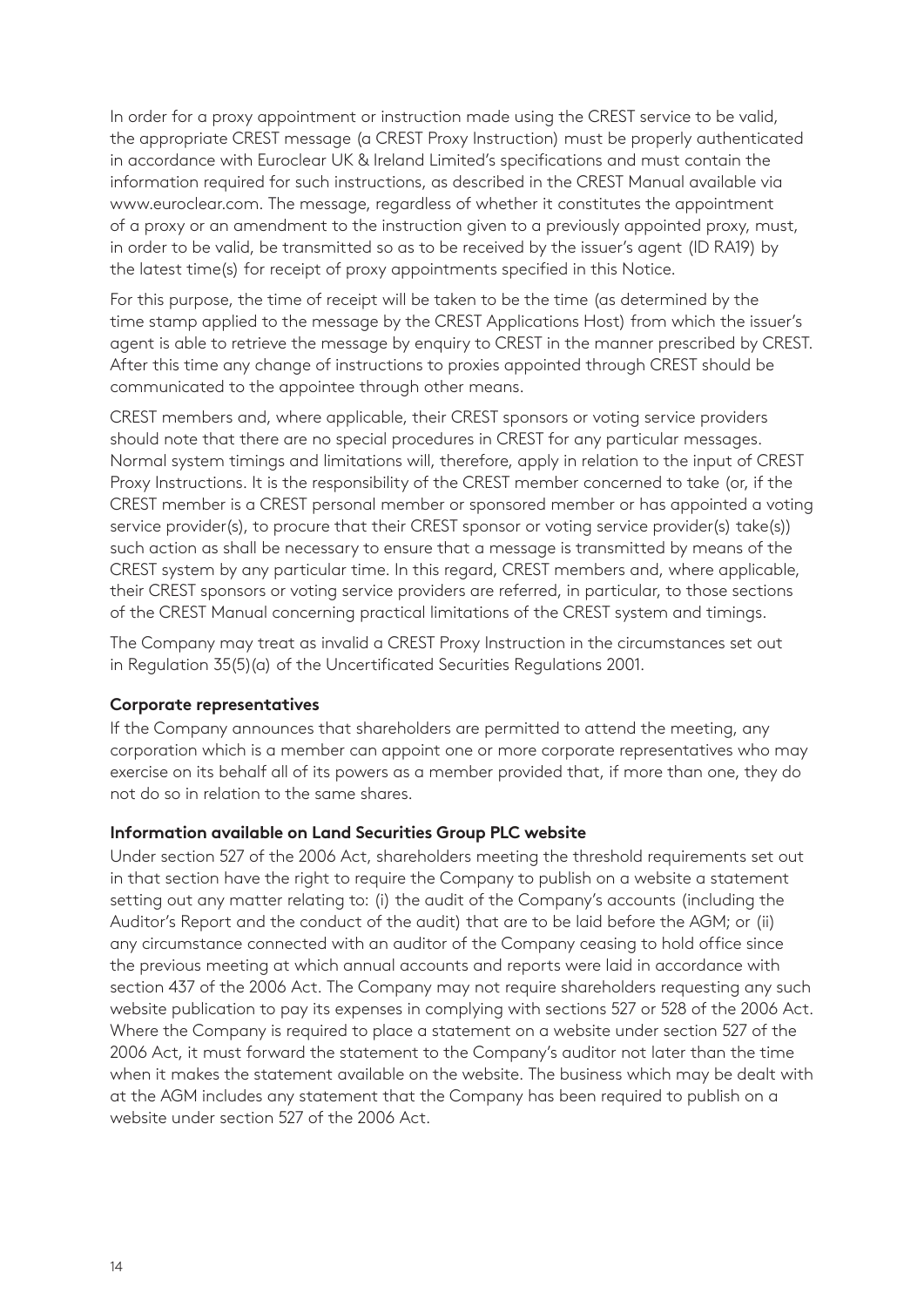In order for a proxy appointment or instruction made using the CREST service to be valid, the appropriate CREST message (a CREST Proxy Instruction) must be properly authenticated in accordance with Euroclear UK & Ireland Limited's specifications and must contain the information required for such instructions, as described in the CREST Manual available via www.euroclear.com. The message, regardless of whether it constitutes the appointment of a proxy or an amendment to the instruction given to a previously appointed proxy, must, in order to be valid, be transmitted so as to be received by the issuer's agent (ID RA19) by the latest time(s) for receipt of proxy appointments specified in this Notice.

For this purpose, the time of receipt will be taken to be the time (as determined by the time stamp applied to the message by the CREST Applications Host) from which the issuer's agent is able to retrieve the message by enquiry to CREST in the manner prescribed by CREST. After this time any change of instructions to proxies appointed through CREST should be communicated to the appointee through other means.

CREST members and, where applicable, their CREST sponsors or voting service providers should note that there are no special procedures in CREST for any particular messages. Normal system timings and limitations will, therefore, apply in relation to the input of CREST Proxy Instructions. It is the responsibility of the CREST member concerned to take (or, if the CREST member is a CREST personal member or sponsored member or has appointed a voting service provider(s), to procure that their CREST sponsor or voting service provider(s) take(s)) such action as shall be necessary to ensure that a message is transmitted by means of the CREST system by any particular time. In this regard, CREST members and, where applicable, their CREST sponsors or voting service providers are referred, in particular, to those sections of the CREST Manual concerning practical limitations of the CREST system and timings.

The Company may treat as invalid a CREST Proxy Instruction in the circumstances set out in Regulation 35(5)(a) of the Uncertificated Securities Regulations 2001.

**Corporate representatives**

If the Company announces that shareholders are permitted to attend the meeting, any corporation which is a member can appoint one or more corporate representatives who may exercise on its behalf all of its powers as a member provided that, if more than one, they do not do so in relation to the same shares.

**Information available on Land Securities Group PLC website**

Under section 527 of the 2006 Act, shareholders meeting the threshold requirements set out in that section have the right to require the Company to publish on a website a statement setting out any matter relating to: (i) the audit of the Company's accounts (including the Auditor's Report and the conduct of the audit) that are to be laid before the AGM; or (ii) any circumstance connected with an auditor of the Company ceasing to hold office since the previous meeting at which annual accounts and reports were laid in accordance with section 437 of the 2006 Act. The Company may not require shareholders requesting any such website publication to pay its expenses in complying with sections 527 or 528 of the 2006 Act. Where the Company is required to place a statement on a website under section 527 of the 2006 Act, it must forward the statement to the Company's auditor not later than the time when it makes the statement available on the website. The business which may be dealt with at the AGM includes any statement that the Company has been required to publish on a website under section 527 of the 2006 Act.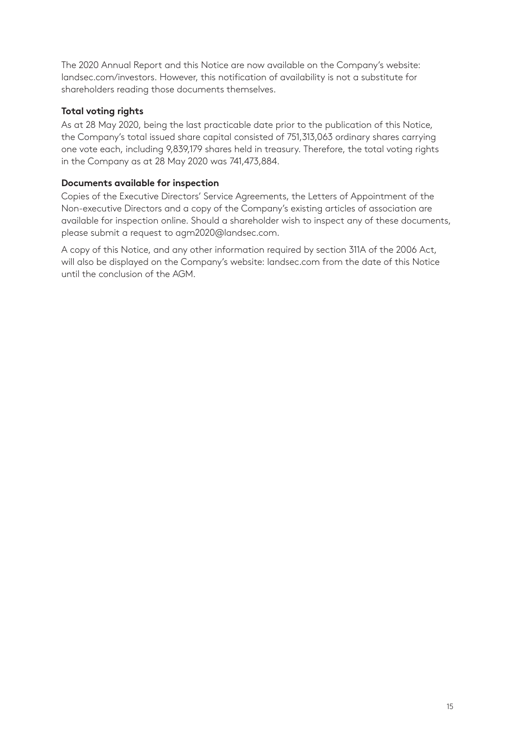The 2020 Annual Report and this Notice are now available on the Company's website: landsec.com/investors. However, this notification of availability is not a substitute for shareholders reading those documents themselves.

**Total voting rights**

As at 28 May 2020, being the last practicable date prior to the publication of this Notice, the Company's total issued share capital consisted of 751,313,063 ordinary shares carrying one vote each, including 9,839,179 shares held in treasury. Therefore, the total voting rights in the Company as at 28 May 2020 was 741,473,884.

**Documents available for inspection**

Copies of the Executive Directors' Service Agreements, the Letters of Appointment of the Non-executive Directors and a copy of the Company's existing articles of association are available for inspection online. Should a shareholder wish to inspect any of these documents, please submit a request to agm2020@landsec.com.

A copy of this Notice, and any other information required by section 311A of the 2006 Act, will also be displayed on the Company's website: landsec.com from the date of this Notice until the conclusion of the AGM.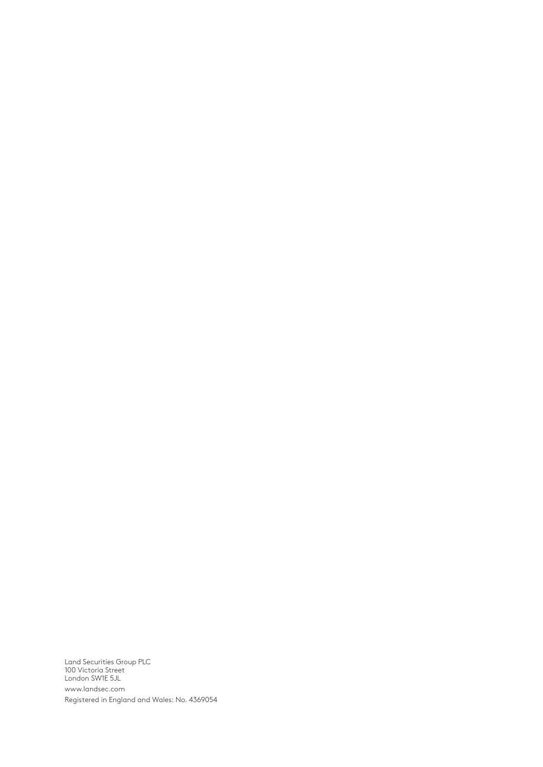Land Securities Group PLC
100 Victoria Street
London SW1E 5JL

www.landsec.com

Registered in England and Wales: No. 4369054